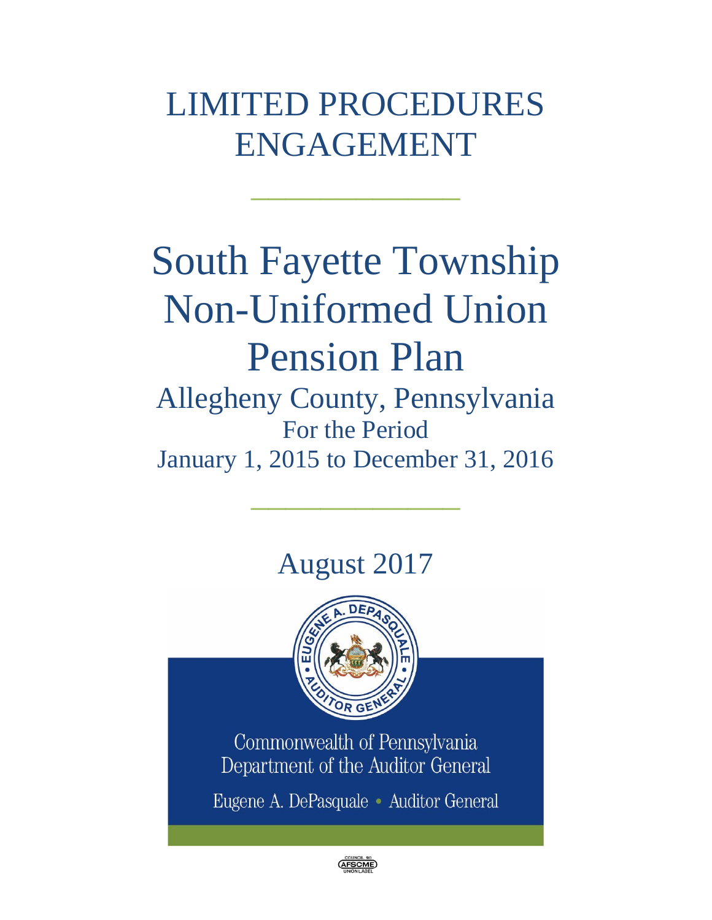# LIMITED PROCEDURES ENGAGEMENT

# South Fayette Township Non-Uniformed Union Pension Plan

## Allegheny County, Pennsylvania

For the Period

January 1, 2015 to December 31, 2016

August 2017

Commonwealth of Pennsylvania
Department of the Auditor General

Eugene A. DePasquale • Auditor General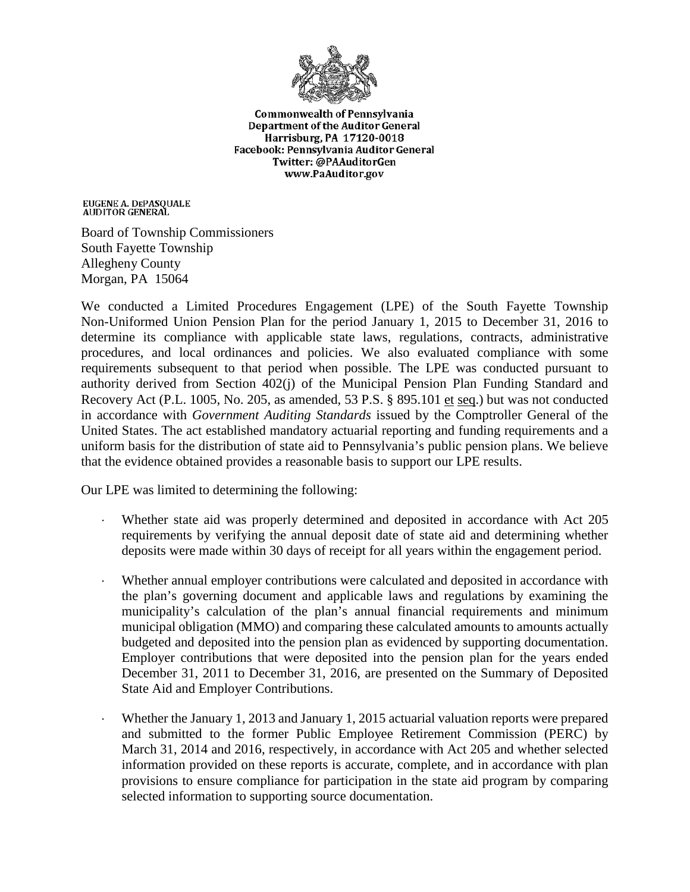Commonwealth of Pennsylvania
Department of the Auditor General
Harrisburg, PA 17120-0018
Facebook: Pennsylvania Auditor General
Twitter: @PAAuditorGen
www.PaAuditor.gov

EUGENE A. DePASQUALE
AUDITOR GENERAL

Board of Township Commissioners
South Fayette Township
Allegheny County
Morgan, PA 15064

We conducted a Limited Procedures Engagement (LPE) of the South Fayette Township Non-Uniformed Union Pension Plan for the period January 1, 2015 to December 31, 2016 to determine its compliance with applicable state laws, regulations, contracts, administrative procedures, and local ordinances and policies. We also evaluated compliance with some requirements subsequent to that period when possible. The LPE was conducted pursuant to authority derived from Section 402(j) of the Municipal Pension Plan Funding Standard and Recovery Act (P.L. 1005, No. 205, as amended, 53 P.S. § 895.101 et seq.) but was not conducted in accordance with *Government Auditing Standards* issued by the Comptroller General of the United States. The act established mandatory actuarial reporting and funding requirements and a uniform basis for the distribution of state aid to Pennsylvania's public pension plans. We believe that the evidence obtained provides a reasonable basis to support our LPE results.

Our LPE was limited to determining the following:

- Whether state aid was properly determined and deposited in accordance with Act 205 requirements by verifying the annual deposit date of state aid and determining whether deposits were made within 30 days of receipt for all years within the engagement period.

- Whether annual employer contributions were calculated and deposited in accordance with the plan's governing document and applicable laws and regulations by examining the municipality's calculation of the plan's annual financial requirements and minimum municipal obligation (MMO) and comparing these calculated amounts to amounts actually budgeted and deposited into the pension plan as evidenced by supporting documentation. Employer contributions that were deposited into the pension plan for the years ended December 31, 2011 to December 31, 2016, are presented on the Summary of Deposited State Aid and Employer Contributions.

- Whether the January 1, 2013 and January 1, 2015 actuarial valuation reports were prepared and submitted to the former Public Employee Retirement Commission (PERC) by March 31, 2014 and 2016, respectively, in accordance with Act 205 and whether selected information provided on these reports is accurate, complete, and in accordance with plan provisions to ensure compliance for participation in the state aid program by comparing selected information to supporting source documentation.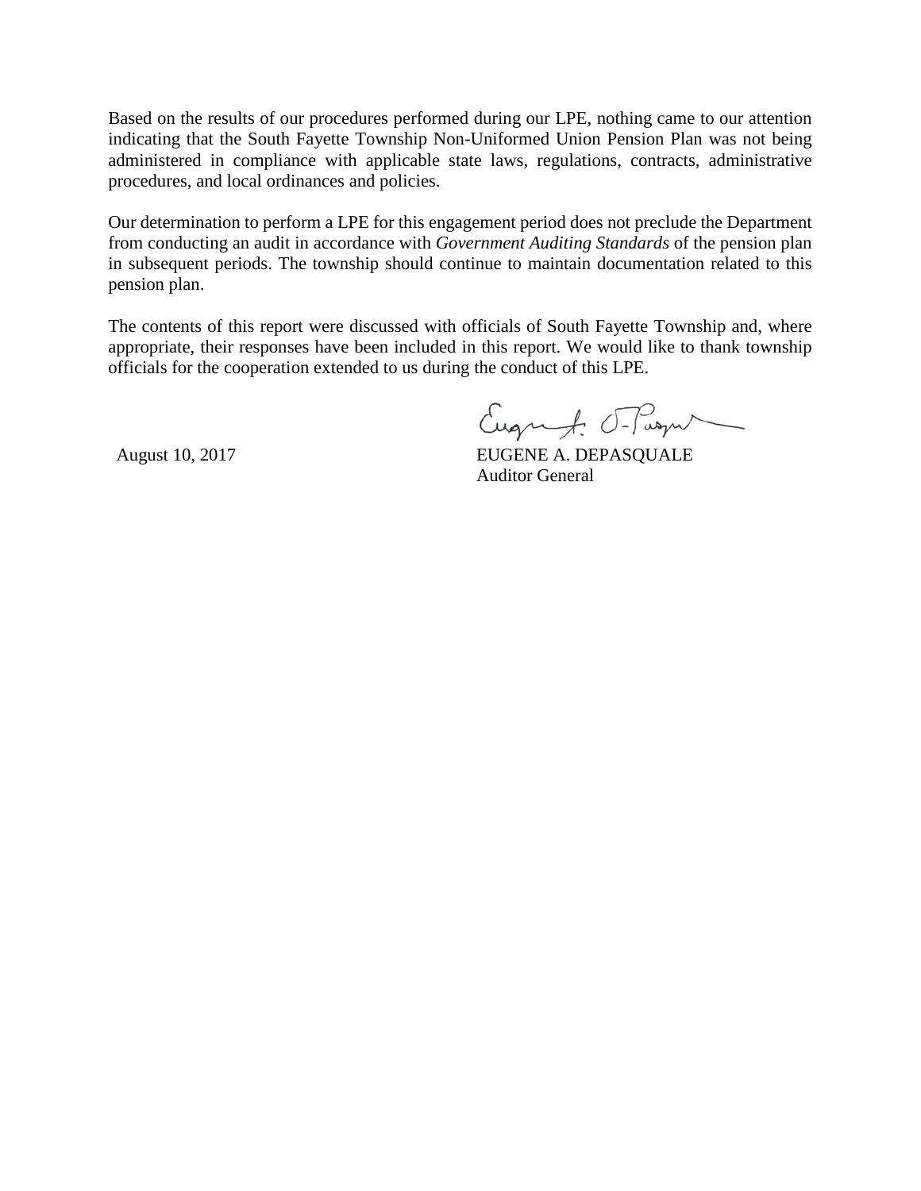Based on the results of our procedures performed during our LPE, nothing came to our attention indicating that the South Fayette Township Non-Uniformed Union Pension Plan was not being administered in compliance with applicable state laws, regulations, contracts, administrative procedures, and local ordinances and policies.

Our determination to perform a LPE for this engagement period does not preclude the Department from conducting an audit in accordance with *Government Auditing Standards* of the pension plan in subsequent periods. The township should continue to maintain documentation related to this pension plan.

The contents of this report were discussed with officials of South Fayette Township and, where appropriate, their responses have been included in this report. We would like to thank township officials for the cooperation extended to us during the conduct of this LPE.

August 10, 2017

EUGENE A. DEPASQUALE
Auditor General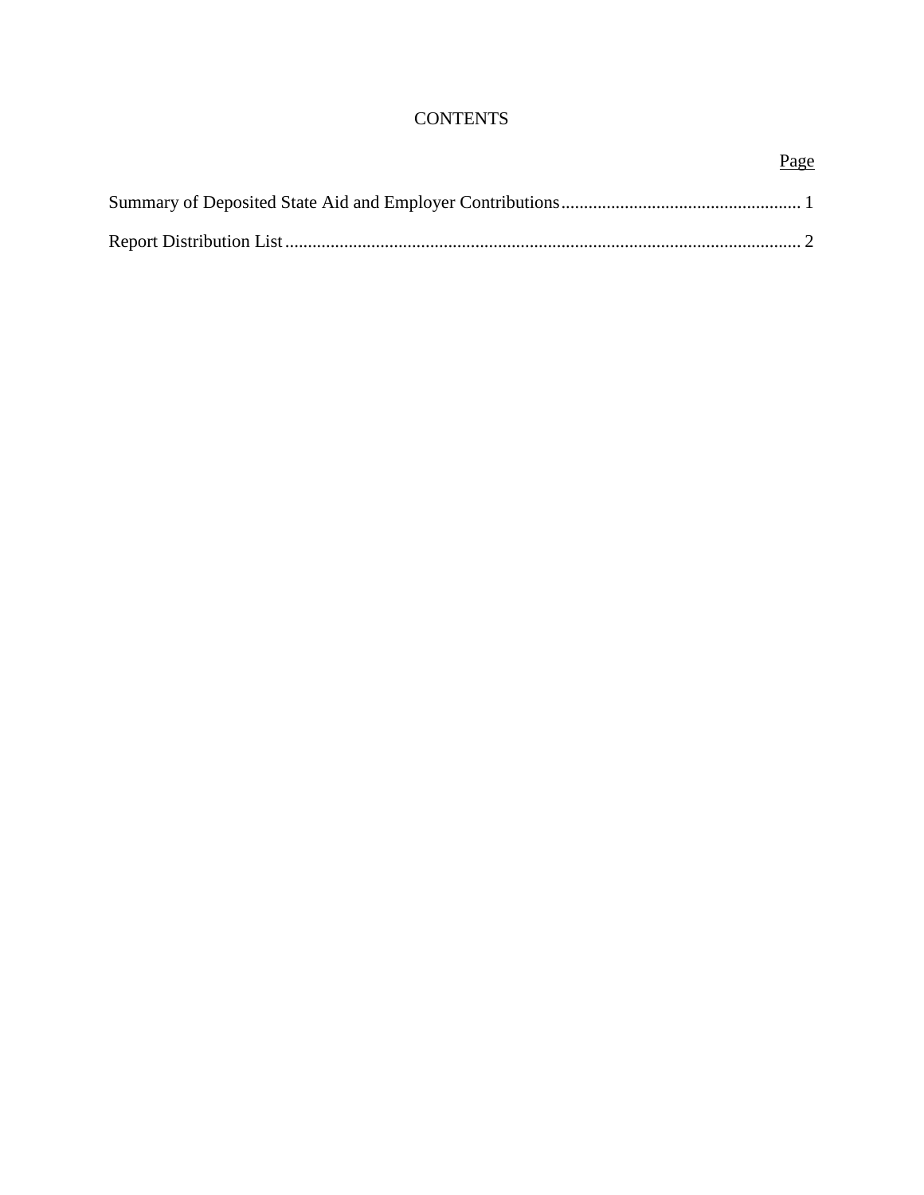# CONTENTS

| | Page |
|---|---|
| Summary of Deposited State Aid and Employer Contributions | 1 |
| Report Distribution List | 2 |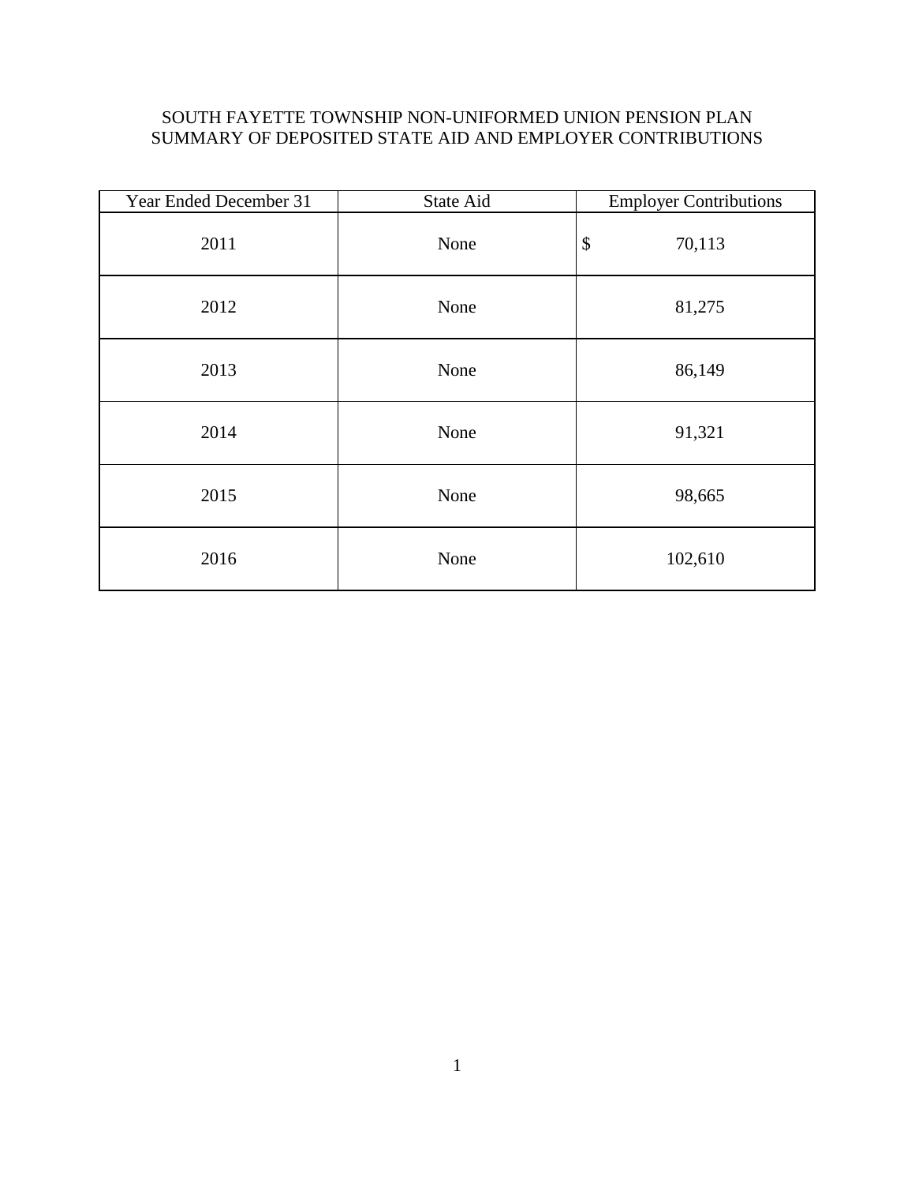SOUTH FAYETTE TOWNSHIP NON-UNIFORMED UNION PENSION PLAN
SUMMARY OF DEPOSITED STATE AID AND EMPLOYER CONTRIBUTIONS

| Year Ended December 31 | State Aid | Employer Contributions |
|---|---|---|
| 2011 | None | $ 70,113 |
| 2012 | None | 81,275 |
| 2013 | None | 86,149 |
| 2014 | None | 91,321 |
| 2015 | None | 98,665 |
| 2016 | None | 102,610 |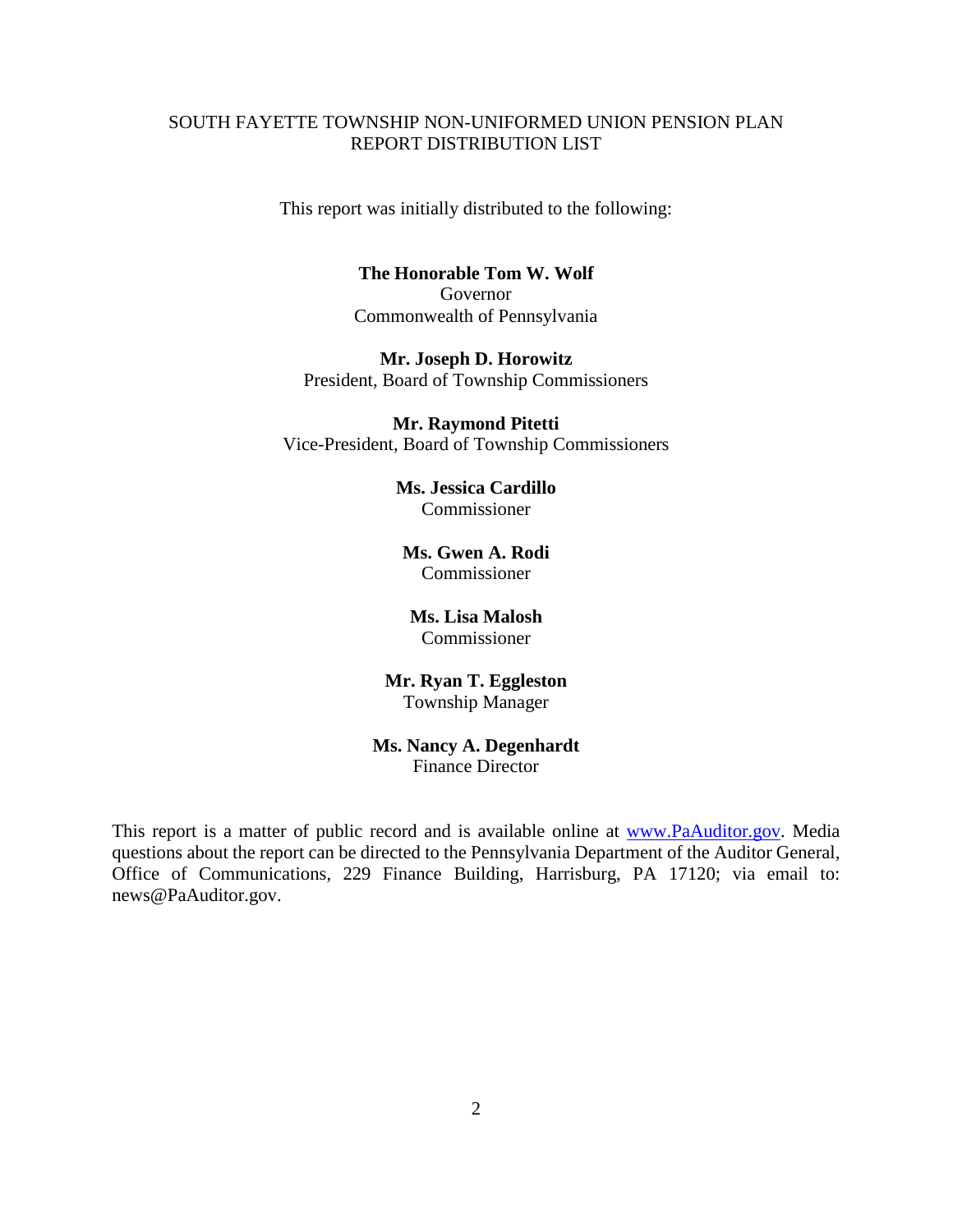SOUTH FAYETTE TOWNSHIP NON-UNIFORMED UNION PENSION PLAN
REPORT DISTRIBUTION LIST

This report was initially distributed to the following:

**The Honorable Tom W. Wolf**
Governor
Commonwealth of Pennsylvania

**Mr. Joseph D. Horowitz**
President, Board of Township Commissioners

**Mr. Raymond Pitetti**
Vice-President, Board of Township Commissioners

**Ms. Jessica Cardillo**
Commissioner

**Ms. Gwen A. Rodi**
Commissioner

**Ms. Lisa Malosh**
Commissioner

**Mr. Ryan T. Eggleston**
Township Manager

**Ms. Nancy A. Degenhardt**
Finance Director

This report is a matter of public record and is available online at [www.PaAuditor.gov](http://www.PaAuditor.gov). Media questions about the report can be directed to the Pennsylvania Department of the Auditor General, Office of Communications, 229 Finance Building, Harrisburg, PA 17120; via email to: news@PaAuditor.gov.